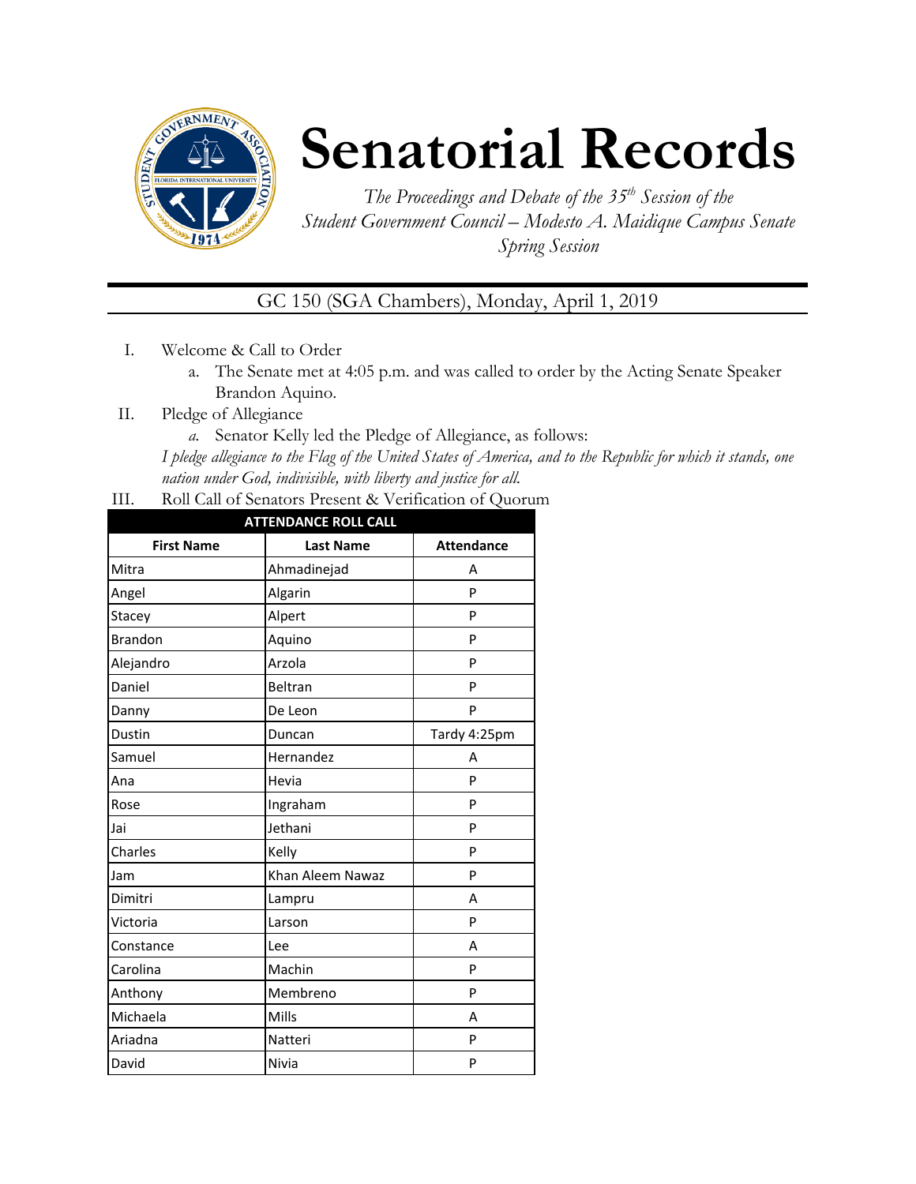# Senatorial Records

*The Proceedings and Debate of the 35th Session of the Student Government Council – Modesto A. Maidique Campus Senate Spring Session*

## GC 150 (SGA Chambers), Monday, April 1, 2019

I. Welcome & Call to Order
   a. The Senate met at 4:05 p.m. and was called to order by the Acting Senate Speaker Brandon Aquino.

II. Pledge of Allegiance
   a. Senator Kelly led the Pledge of Allegiance, as follows:

   *I pledge allegiance to the Flag of the United States of America, and to the Republic for which it stands, one nation under God, indivisible, with liberty and justice for all.*

III. Roll Call of Senators Present & Verification of Quorum

| ATTENDANCE ROLL CALL | | |
|---|---|---|
| **First Name** | **Last Name** | **Attendance** |
| Mitra | Ahmadinejad | A |
| Angel | Algarin | P |
| Stacey | Alpert | P |
| Brandon | Aquino | P |
| Alejandro | Arzola | P |
| Daniel | Beltran | P |
| Danny | De Leon | P |
| Dustin | Duncan | Tardy 4:25pm |
| Samuel | Hernandez | A |
| Ana | Hevia | P |
| Rose | Ingraham | P |
| Jai | Jethani | P |
| Charles | Kelly | P |
| Jam | Khan Aleem Nawaz | P |
| Dimitri | Lampru | A |
| Victoria | Larson | P |
| Constance | Lee | A |
| Carolina | Machin | P |
| Anthony | Membreno | P |
| Michaela | Mills | A |
| Ariadna | Natteri | P |
| David | Nivia | P |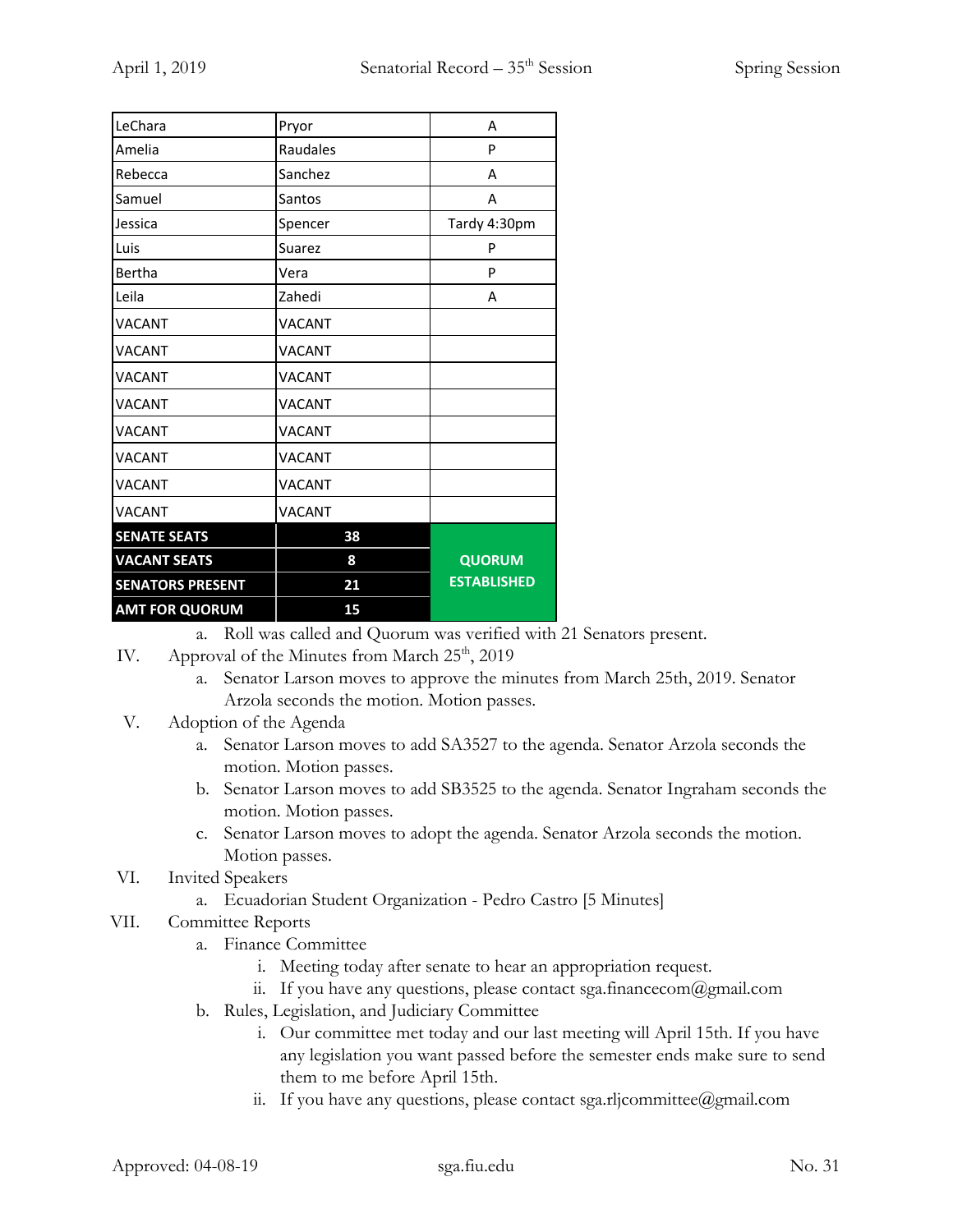| LeChara | Pryor | A |
| --- | --- | --- |
| Amelia | Raudales | P |
| Rebecca | Sanchez | A |
| Samuel | Santos | A |
| Jessica | Spencer | Tardy 4:30pm |
| Luis | Suarez | P |
| Bertha | Vera | P |
| Leila | Zahedi | A |
| VACANT | VACANT | |
| VACANT | VACANT | |
| VACANT | VACANT | |
| VACANT | VACANT | |
| VACANT | VACANT | |
| VACANT | VACANT | |
| VACANT | VACANT | |
| VACANT | VACANT | |
| **SENATE SEATS** | **38** | **QUORUM ESTABLISHED** |
| **VACANT SEATS** | **8** | |
| **SENATORS PRESENT** | **21** | |
| **AMT FOR QUORUM** | **15** | |

a. Roll was called and Quorum was verified with 21 Senators present.

IV. Approval of the Minutes from March 25th, 2019

a. Senator Larson moves to approve the minutes from March 25th, 2019. Senator Arzola seconds the motion. Motion passes.

V. Adoption of the Agenda

a. Senator Larson moves to add SA3527 to the agenda. Senator Arzola seconds the motion. Motion passes.

b. Senator Larson moves to add SB3525 to the agenda. Senator Ingraham seconds the motion. Motion passes.

c. Senator Larson moves to adopt the agenda. Senator Arzola seconds the motion. Motion passes.

VI. Invited Speakers

a. Ecuadorian Student Organization - Pedro Castro [5 Minutes]

VII. Committee Reports

a. Finance Committee

i. Meeting today after senate to hear an appropriation request.

ii. If you have any questions, please contact sga.financecom@gmail.com

b. Rules, Legislation, and Judiciary Committee

i. Our committee met today and our last meeting will April 15th. If you have any legislation you want passed before the semester ends make sure to send them to me before April 15th.

ii. If you have any questions, please contact sga.rljcommittee@gmail.com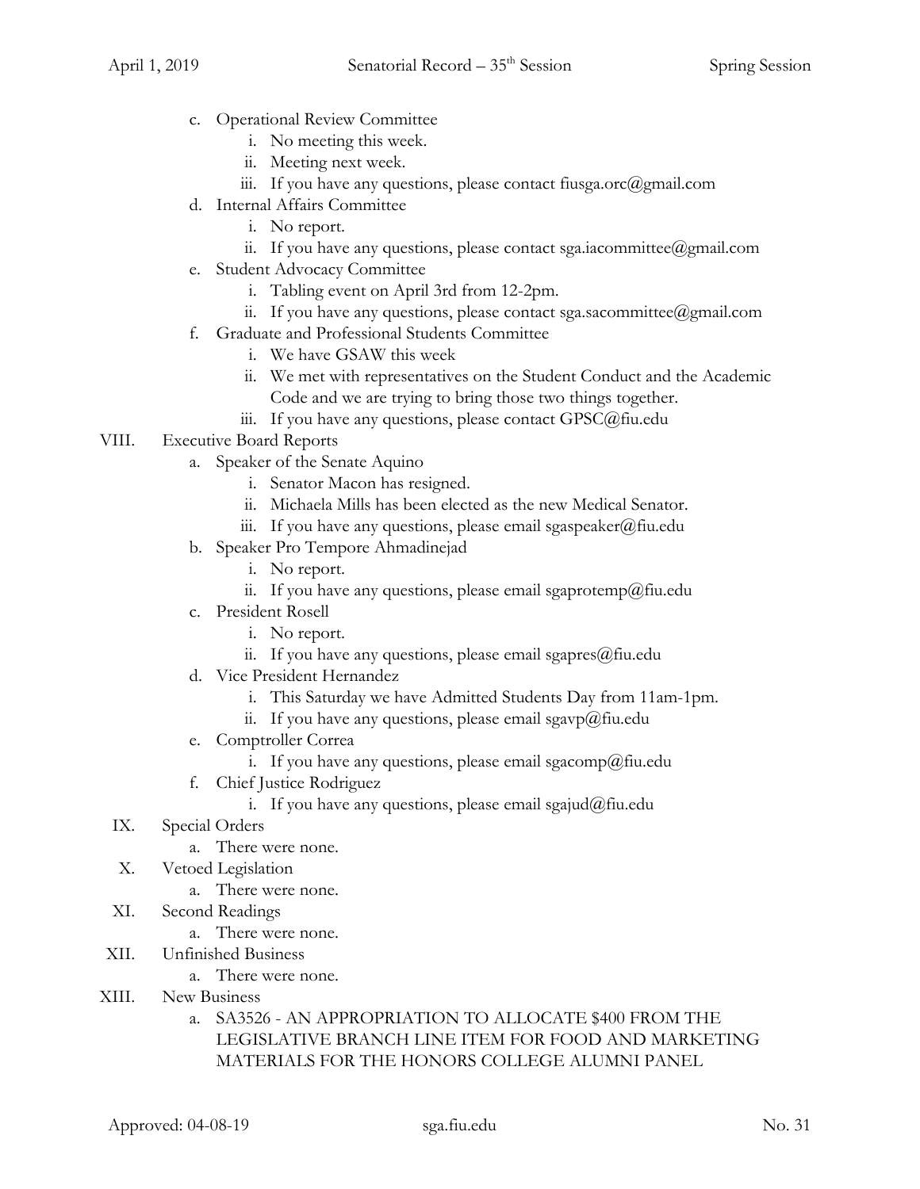c. Operational Review Committee
    i. No meeting this week.
    ii. Meeting next week.
    iii. If you have any questions, please contact fiusga.orc@gmail.com

d. Internal Affairs Committee
    i. No report.
    ii. If you have any questions, please contact sga.iacommittee@gmail.com

e. Student Advocacy Committee
    i. Tabling event on April 3rd from 12-2pm.
    ii. If you have any questions, please contact sga.sacommittee@gmail.com

f. Graduate and Professional Students Committee
    i. We have GSAW this week
    ii. We met with representatives on the Student Conduct and the Academic Code and we are trying to bring those two things together.
    iii. If you have any questions, please contact GPSC@fiu.edu

VIII. Executive Board Reports

a. Speaker of the Senate Aquino
    i. Senator Macon has resigned.
    ii. Michaela Mills has been elected as the new Medical Senator.
    iii. If you have any questions, please email sgaspeaker@fiu.edu

b. Speaker Pro Tempore Ahmadinejad
    i. No report.
    ii. If you have any questions, please email sgaprotemp@fiu.edu

c. President Rosell
    i. No report.
    ii. If you have any questions, please email sgapres@fiu.edu

d. Vice President Hernandez
    i. This Saturday we have Admitted Students Day from 11am-1pm.
    ii. If you have any questions, please email sgavp@fiu.edu

e. Comptroller Correa
    i. If you have any questions, please email sgacomp@fiu.edu

f. Chief Justice Rodriguez
    i. If you have any questions, please email sgajud@fiu.edu

IX. Special Orders

a. There were none.

X. Vetoed Legislation

a. There were none.

XI. Second Readings

a. There were none.

XII. Unfinished Business

a. There were none.

XIII. New Business

a. SA3526 - AN APPROPRIATION TO ALLOCATE $400 FROM THE LEGISLATIVE BRANCH LINE ITEM FOR FOOD AND MARKETING MATERIALS FOR THE HONORS COLLEGE ALUMNI PANEL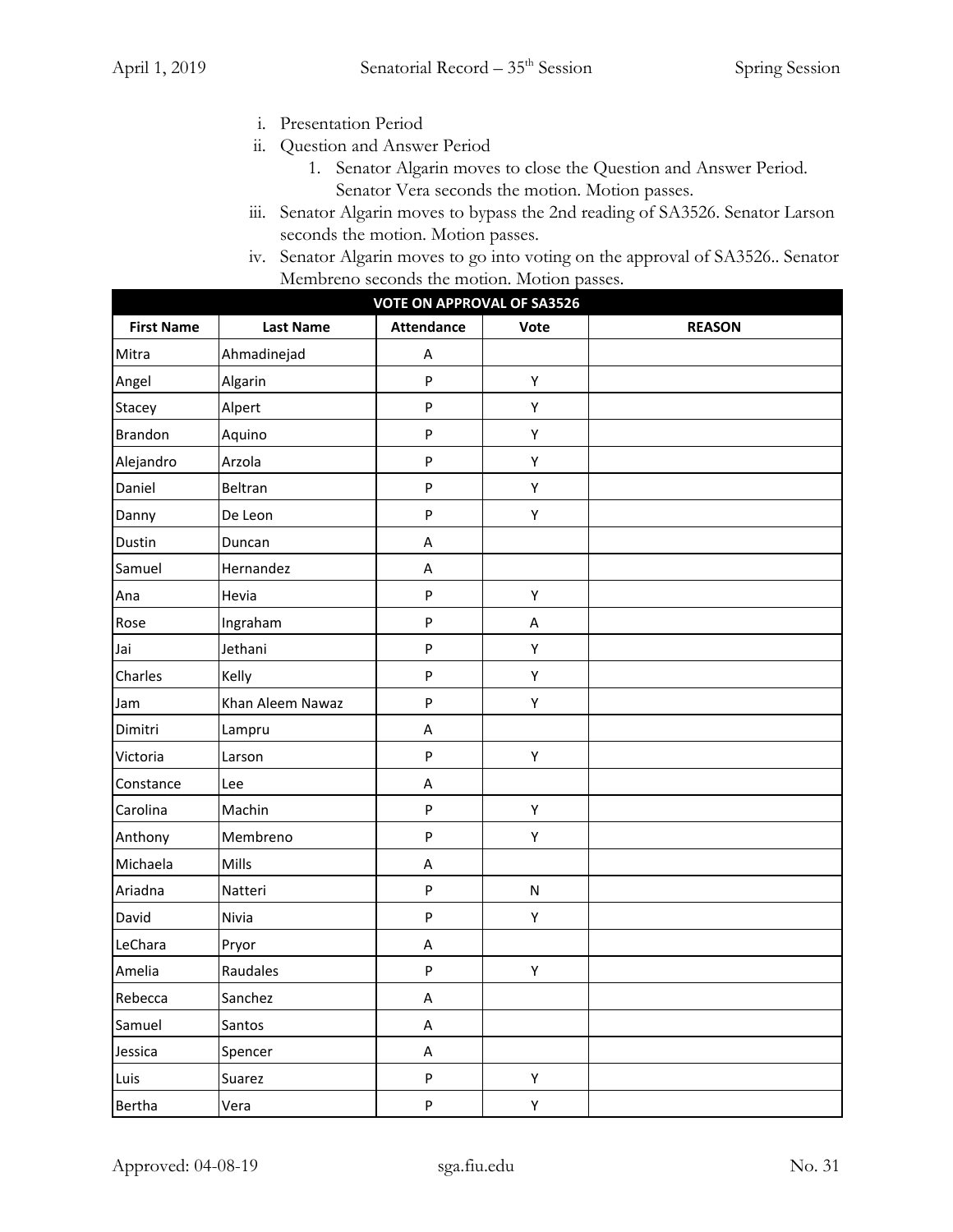i. Presentation Period
ii. Question and Answer Period
   1. Senator Algarin moves to close the Question and Answer Period. Senator Vera seconds the motion. Motion passes.
iii. Senator Algarin moves to bypass the 2nd reading of SA3526. Senator Larson seconds the motion. Motion passes.
iv. Senator Algarin moves to go into voting on the approval of SA3526.. Senator Membreno seconds the motion. Motion passes.

| VOTE ON APPROVAL OF SA3526 | | | | |
|---|---|---|---|---|
| **First Name** | **Last Name** | **Attendance** | **Vote** | **REASON** |
| Mitra | Ahmadinejad | A | | |
| Angel | Algarin | P | Y | |
| Stacey | Alpert | P | Y | |
| Brandon | Aquino | P | Y | |
| Alejandro | Arzola | P | Y | |
| Daniel | Beltran | P | Y | |
| Danny | De Leon | P | Y | |
| Dustin | Duncan | A | | |
| Samuel | Hernandez | A | | |
| Ana | Hevia | P | Y | |
| Rose | Ingraham | P | A | |
| Jai | Jethani | P | Y | |
| Charles | Kelly | P | Y | |
| Jam | Khan Aleem Nawaz | P | Y | |
| Dimitri | Lampru | A | | |
| Victoria | Larson | P | Y | |
| Constance | Lee | A | | |
| Carolina | Machin | P | Y | |
| Anthony | Membreno | P | Y | |
| Michaela | Mills | A | | |
| Ariadna | Natteri | P | N | |
| David | Nivia | P | Y | |
| LeChara | Pryor | A | | |
| Amelia | Raudales | P | Y | |
| Rebecca | Sanchez | A | | |
| Samuel | Santos | A | | |
| Jessica | Spencer | A | | |
| Luis | Suarez | P | Y | |
| Bertha | Vera | P | Y | |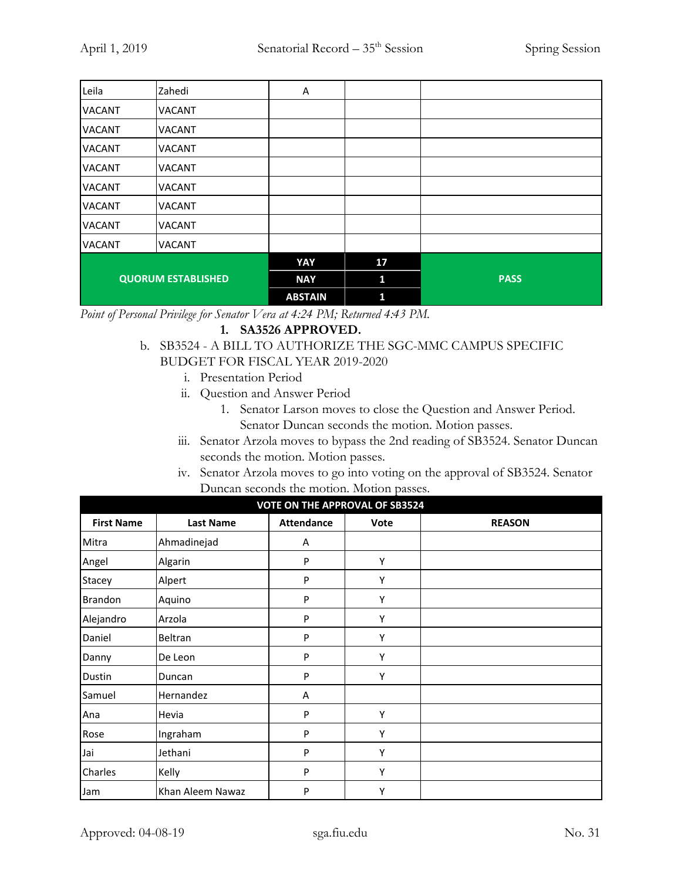| | | | | |
|---|---|---|---|---|
| Leila | Zahedi | A | | |
| VACANT | VACANT | | | |
| VACANT | VACANT | | | |
| VACANT | VACANT | | | |
| VACANT | VACANT | | | |
| VACANT | VACANT | | | |
| VACANT | VACANT | | | |
| VACANT | VACANT | | | |
| VACANT | VACANT | | | |
| **QUORUM ESTABLISHED** | | **YAY** | **17** | **PASS** |
| | | **NAY** | **1** | |
| | | **ABSTAIN** | **1** | |

*Point of Personal Privilege for Senator Vera at 4:24 PM; Returned 4:43 PM.*

1. **SA3526 APPROVED.**

b. SB3524 - A BILL TO AUTHORIZE THE SGC-MMC CAMPUS SPECIFIC BUDGET FOR FISCAL YEAR 2019-2020

   i. Presentation Period

   ii. Question and Answer Period

      1. Senator Larson moves to close the Question and Answer Period. Senator Duncan seconds the motion. Motion passes.

   iii. Senator Arzola moves to bypass the 2nd reading of SB3524. Senator Duncan seconds the motion. Motion passes.

   iv. Senator Arzola moves to go into voting on the approval of SB3524. Senator Duncan seconds the motion. Motion passes.

**VOTE ON THE APPROVAL OF SB3524**

| First Name | Last Name | Attendance | Vote | REASON |
|---|---|---|---|---|
| Mitra | Ahmadinejad | A | | |
| Angel | Algarin | P | Y | |
| Stacey | Alpert | P | Y | |
| Brandon | Aquino | P | Y | |
| Alejandro | Arzola | P | Y | |
| Daniel | Beltran | P | Y | |
| Danny | De Leon | P | Y | |
| Dustin | Duncan | P | Y | |
| Samuel | Hernandez | A | | |
| Ana | Hevia | P | Y | |
| Rose | Ingraham | P | Y | |
| Jai | Jethani | P | Y | |
| Charles | Kelly | P | Y | |
| Jam | Khan Aleem Nawaz | P | Y | |

Approved: 04-08-19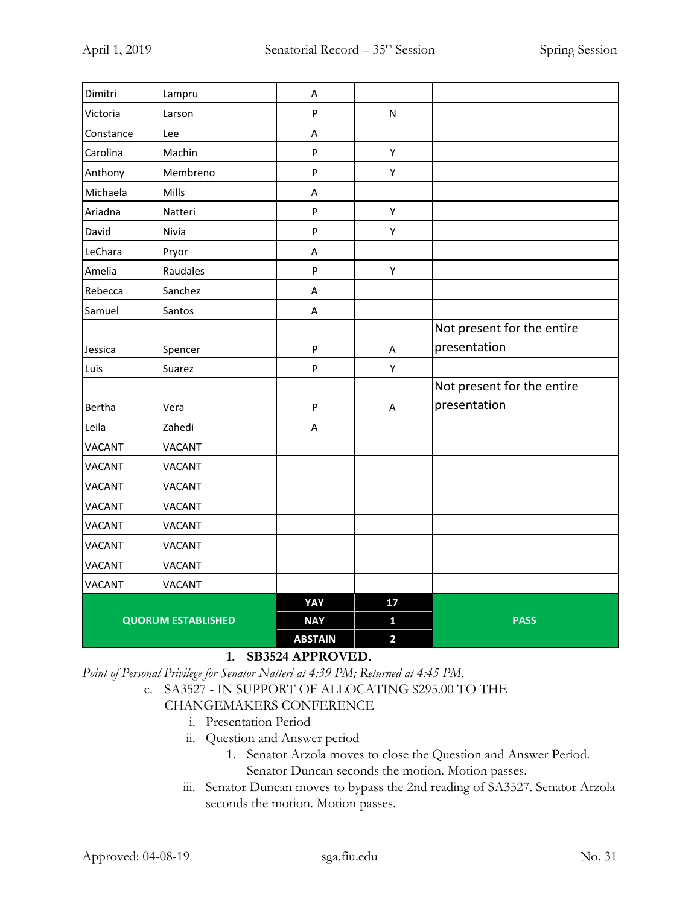| Dimitri | Lampru | A | | |
|---|---|---|---|---|
| Victoria | Larson | P | N | |
| Constance | Lee | A | | |
| Carolina | Machin | P | Y | |
| Anthony | Membreno | P | Y | |
| Michaela | Mills | A | | |
| Ariadna | Natteri | P | Y | |
| David | Nivia | P | Y | |
| LeChara | Pryor | A | | |
| Amelia | Raudales | P | Y | |
| Rebecca | Sanchez | A | | |
| Samuel | Santos | A | | |
| Jessica | Spencer | P | A | Not present for the entire presentation |
| Luis | Suarez | P | Y | |
| Bertha | Vera | P | A | Not present for the entire presentation |
| Leila | Zahedi | A | | |
| VACANT | VACANT | | | |
| VACANT | VACANT | | | |
| VACANT | VACANT | | | |
| VACANT | VACANT | | | |
| VACANT | VACANT | | | |
| VACANT | VACANT | | | |
| VACANT | VACANT | | | |
| VACANT | VACANT | | | |
| QUORUM ESTABLISHED | | YAY | 17 | PASS |
| | | NAY | 1 | |
| | | ABSTAIN | 2 | |

1. **SB3524 APPROVED.**

*Point of Personal Privilege for Senator Natteri at 4:39 PM; Returned at 4:45 PM.*

c. SA3527 - IN SUPPORT OF ALLOCATING $295.00 TO THE CHANGEMAKERS CONFERENCE
   i. Presentation Period
   ii. Question and Answer period
      1. Senator Arzola moves to close the Question and Answer Period. Senator Duncan seconds the motion. Motion passes.
   iii. Senator Duncan moves to bypass the 2nd reading of SA3527. Senator Arzola seconds the motion. Motion passes.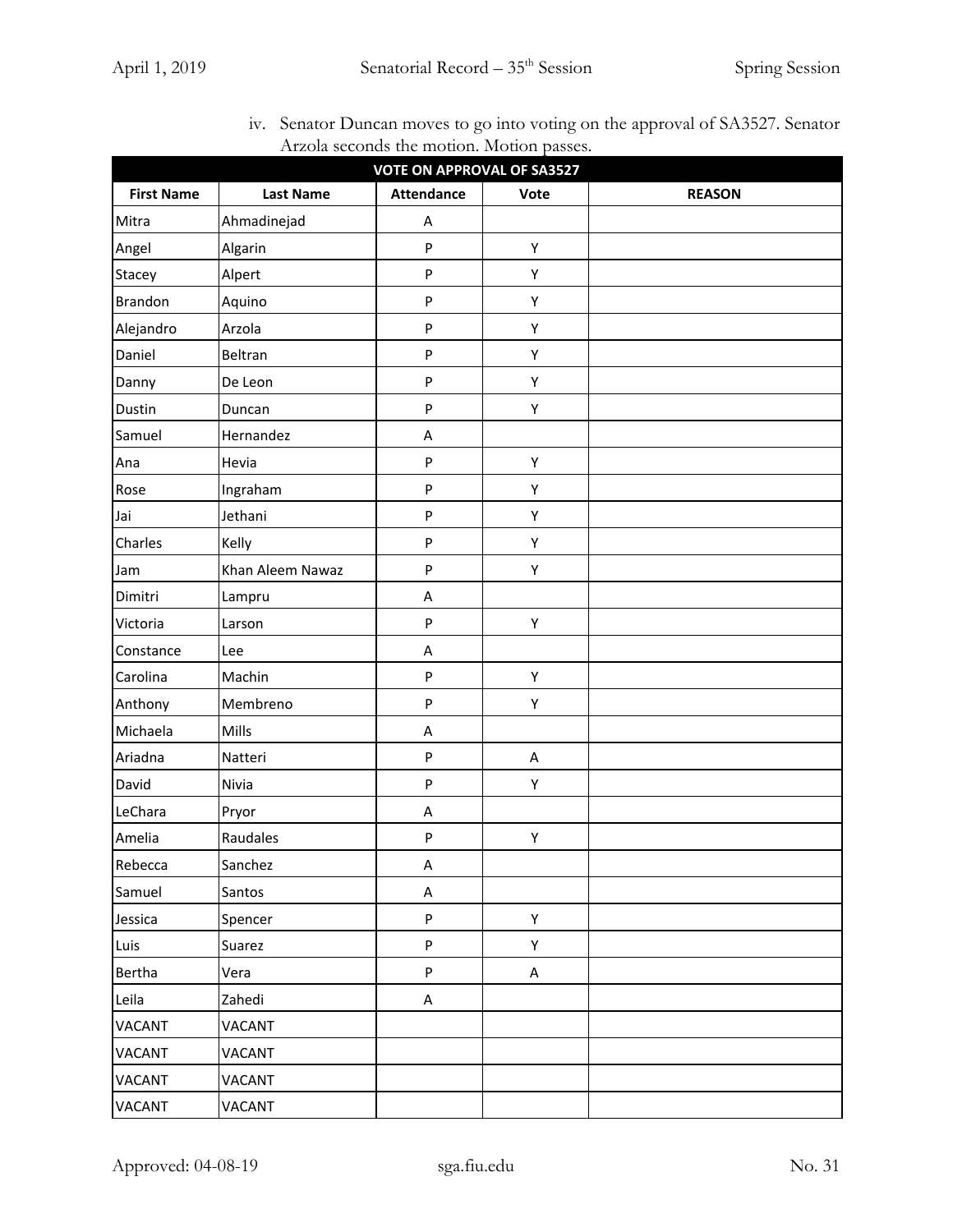iv. Senator Duncan moves to go into voting on the approval of SA3527. Senator Arzola seconds the motion. Motion passes.

| VOTE ON APPROVAL OF SA3527 | | | | |
|---|---|---|---|---|
| **First Name** | **Last Name** | **Attendance** | **Vote** | **REASON** |
| Mitra | Ahmadinejad | A | | |
| Angel | Algarin | P | Y | |
| Stacey | Alpert | P | Y | |
| Brandon | Aquino | P | Y | |
| Alejandro | Arzola | P | Y | |
| Daniel | Beltran | P | Y | |
| Danny | De Leon | P | Y | |
| Dustin | Duncan | P | Y | |
| Samuel | Hernandez | A | | |
| Ana | Hevia | P | Y | |
| Rose | Ingraham | P | Y | |
| Jai | Jethani | P | Y | |
| Charles | Kelly | P | Y | |
| Jam | Khan Aleem Nawaz | P | Y | |
| Dimitri | Lampru | A | | |
| Victoria | Larson | P | Y | |
| Constance | Lee | A | | |
| Carolina | Machin | P | Y | |
| Anthony | Membreno | P | Y | |
| Michaela | Mills | A | | |
| Ariadna | Natteri | P | A | |
| David | Nivia | P | Y | |
| LeChara | Pryor | A | | |
| Amelia | Raudales | P | Y | |
| Rebecca | Sanchez | A | | |
| Samuel | Santos | A | | |
| Jessica | Spencer | P | Y | |
| Luis | Suarez | P | Y | |
| Bertha | Vera | P | A | |
| Leila | Zahedi | A | | |
| VACANT | VACANT | | | |
| VACANT | VACANT | | | |
| VACANT | VACANT | | | |
| VACANT | VACANT | | | |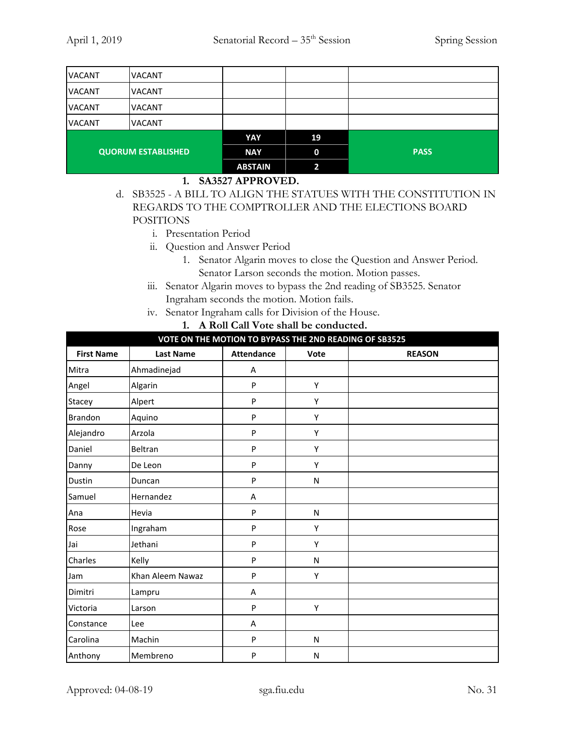| | | | | |
|---|---|---|---|---|
| VACANT | VACANT | | | |
| VACANT | VACANT | | | |
| VACANT | VACANT | | | |
| VACANT | VACANT | | | |
| QUORUM ESTABLISHED | | YAY | 19 | PASS |
| | | NAY | 0 | |
| | | ABSTAIN | 2 | |

1. **SA3527 APPROVED.**

d. SB3525 - A BILL TO ALIGN THE STATUES WITH THE CONSTITUTION IN REGARDS TO THE COMPTROLLER AND THE ELECTIONS BOARD POSITIONS

   i. Presentation Period

   ii. Question and Answer Period

      1. Senator Algarin moves to close the Question and Answer Period. Senator Larson seconds the motion. Motion passes.

   iii. Senator Algarin moves to bypass the 2nd reading of SB3525. Senator Ingraham seconds the motion. Motion fails.

   iv. Senator Ingraham calls for Division of the House.

      1. **A Roll Call Vote shall be conducted.**

**VOTE ON THE MOTION TO BYPASS THE 2ND READING OF SB3525**

| First Name | Last Name | Attendance | Vote | REASON |
|---|---|---|---|---|
| Mitra | Ahmadinejad | A | | |
| Angel | Algarin | P | Y | |
| Stacey | Alpert | P | Y | |
| Brandon | Aquino | P | Y | |
| Alejandro | Arzola | P | Y | |
| Daniel | Beltran | P | Y | |
| Danny | De Leon | P | Y | |
| Dustin | Duncan | P | N | |
| Samuel | Hernandez | A | | |
| Ana | Hevia | P | N | |
| Rose | Ingraham | P | Y | |
| Jai | Jethani | P | Y | |
| Charles | Kelly | P | N | |
| Jam | Khan Aleem Nawaz | P | Y | |
| Dimitri | Lampru | A | | |
| Victoria | Larson | P | Y | |
| Constance | Lee | A | | |
| Carolina | Machin | P | N | |
| Anthony | Membreno | P | N | |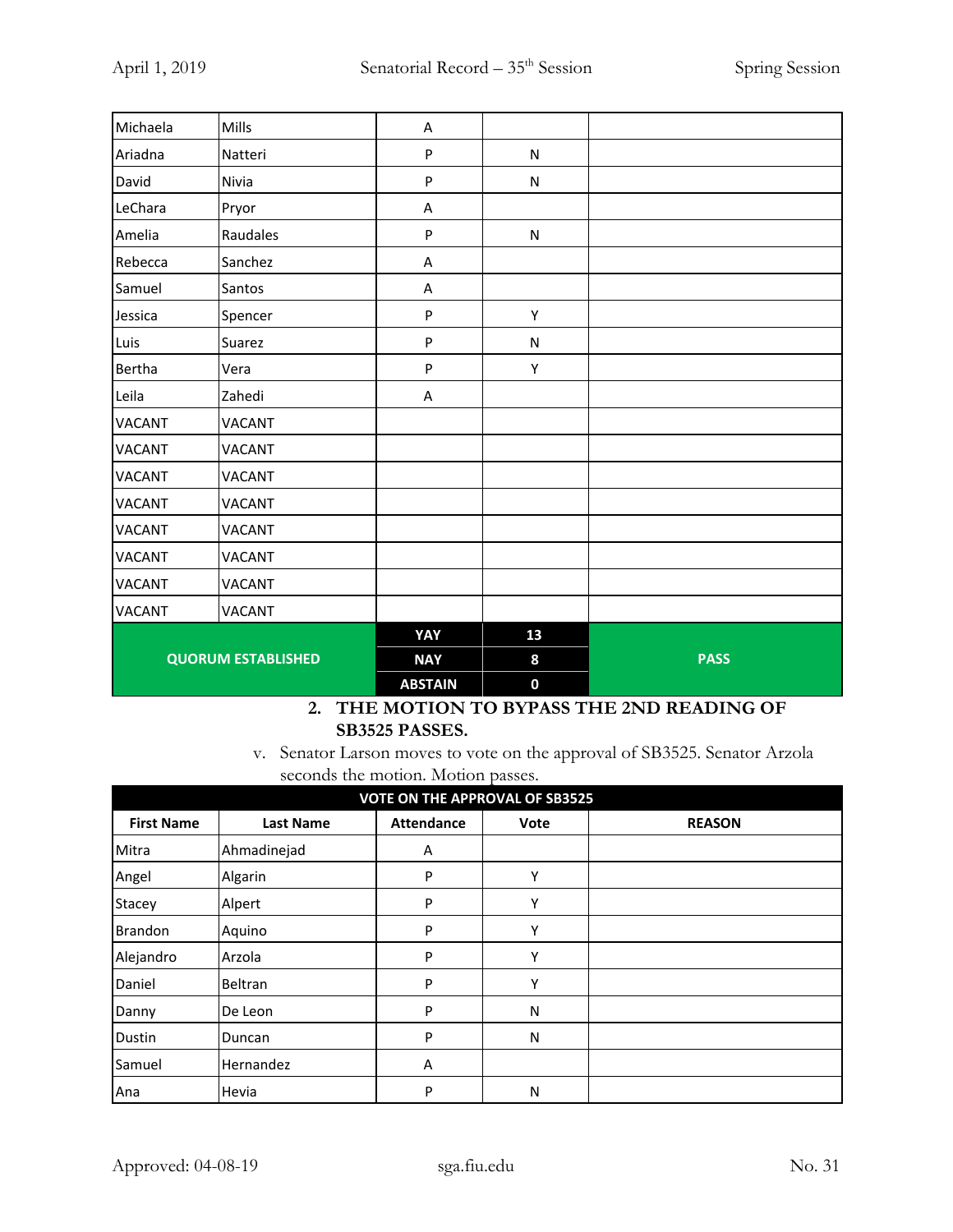| | | | | |
|---|---|---|---|---|
| Michaela | Mills | A | | |
| Ariadna | Natteri | P | N | |
| David | Nivia | P | N | |
| LeChara | Pryor | A | | |
| Amelia | Raudales | P | N | |
| Rebecca | Sanchez | A | | |
| Samuel | Santos | A | | |
| Jessica | Spencer | P | Y | |
| Luis | Suarez | P | N | |
| Bertha | Vera | P | Y | |
| Leila | Zahedi | A | | |
| VACANT | VACANT | | | |
| VACANT | VACANT | | | |
| VACANT | VACANT | | | |
| VACANT | VACANT | | | |
| VACANT | VACANT | | | |
| VACANT | VACANT | | | |
| VACANT | VACANT | | | |
| VACANT | VACANT | | | |
| QUORUM ESTABLISHED | | YAY | 13 | PASS |
| | | NAY | 8 | |
| | | ABSTAIN | 0 | |

2. **THE MOTION TO BYPASS THE 2ND READING OF SB3525 PASSES.**

v. Senator Larson moves to vote on the approval of SB3525. Senator Arzola seconds the motion. Motion passes.

| VOTE ON THE APPROVAL OF SB3525 | | | | |
|---|---|---|---|---|
| **First Name** | **Last Name** | **Attendance** | **Vote** | **REASON** |
| Mitra | Ahmadinejad | A | | |
| Angel | Algarin | P | Y | |
| Stacey | Alpert | P | Y | |
| Brandon | Aquino | P | Y | |
| Alejandro | Arzola | P | Y | |
| Daniel | Beltran | P | Y | |
| Danny | De Leon | P | N | |
| Dustin | Duncan | P | N | |
| Samuel | Hernandez | A | | |
| Ana | Hevia | P | N | |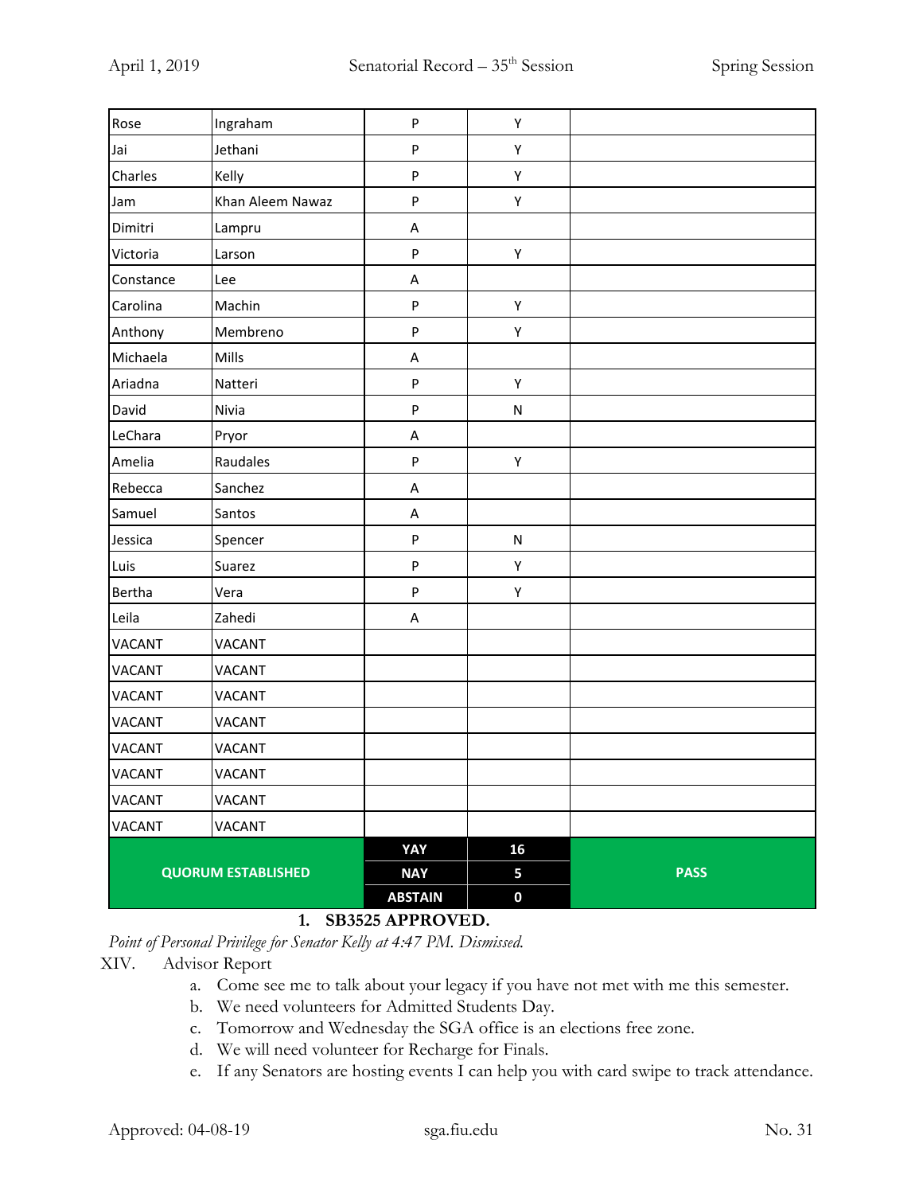| Rose | Ingraham | P | Y | |
|---|---|---|---|---|
| Jai | Jethani | P | Y | |
| Charles | Kelly | P | Y | |
| Jam | Khan Aleem Nawaz | P | Y | |
| Dimitri | Lampru | A | | |
| Victoria | Larson | P | Y | |
| Constance | Lee | A | | |
| Carolina | Machin | P | Y | |
| Anthony | Membreno | P | Y | |
| Michaela | Mills | A | | |
| Ariadna | Natteri | P | Y | |
| David | Nivia | P | N | |
| LeChara | Pryor | A | | |
| Amelia | Raudales | P | Y | |
| Rebecca | Sanchez | A | | |
| Samuel | Santos | A | | |
| Jessica | Spencer | P | N | |
| Luis | Suarez | P | Y | |
| Bertha | Vera | P | Y | |
| Leila | Zahedi | A | | |
| VACANT | VACANT | | | |
| VACANT | VACANT | | | |
| VACANT | VACANT | | | |
| VACANT | VACANT | | | |
| VACANT | VACANT | | | |
| VACANT | VACANT | | | |
| VACANT | VACANT | | | |
| VACANT | VACANT | | | |
| **QUORUM ESTABLISHED** | | **YAY** | **16** | **PASS** |
| | | **NAY** | **5** | |
| | | **ABSTAIN** | **0** | |

1. **SB3525 APPROVED.**

*Point of Personal Privilege for Senator Kelly at 4:47 PM. Dismissed.*

XIV. Advisor Report

a. Come see me to talk about your legacy if you have not met with me this semester.
b. We need volunteers for Admitted Students Day.
c. Tomorrow and Wednesday the SGA office is an elections free zone.
d. We will need volunteer for Recharge for Finals.
e. If any Senators are hosting events I can help you with card swipe to track attendance.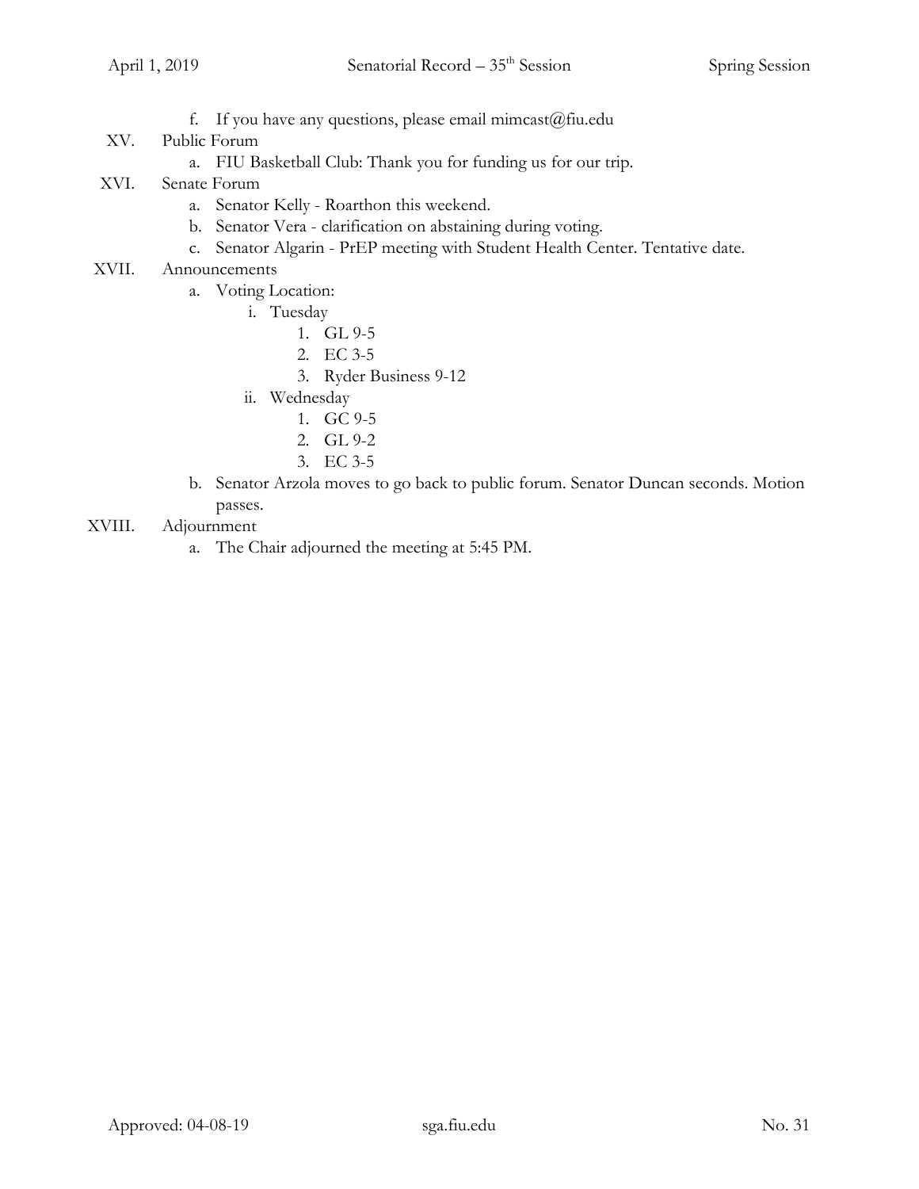f. If you have any questions, please email mimcast@fiu.edu

XV. Public Forum

a. FIU Basketball Club: Thank you for funding us for our trip.

XVI. Senate Forum

a. Senator Kelly - Roarthon this weekend.
b. Senator Vera - clarification on abstaining during voting.
c. Senator Algarin - PrEP meeting with Student Health Center. Tentative date.

XVII. Announcements

a. Voting Location:
    i. Tuesday
        1. GL 9-5
        2. EC 3-5
        3. Ryder Business 9-12
    ii. Wednesday
        1. GC 9-5
        2. GL 9-2
        3. EC 3-5
b. Senator Arzola moves to go back to public forum. Senator Duncan seconds. Motion passes.

XVIII. Adjournment

a. The Chair adjourned the meeting at 5:45 PM.